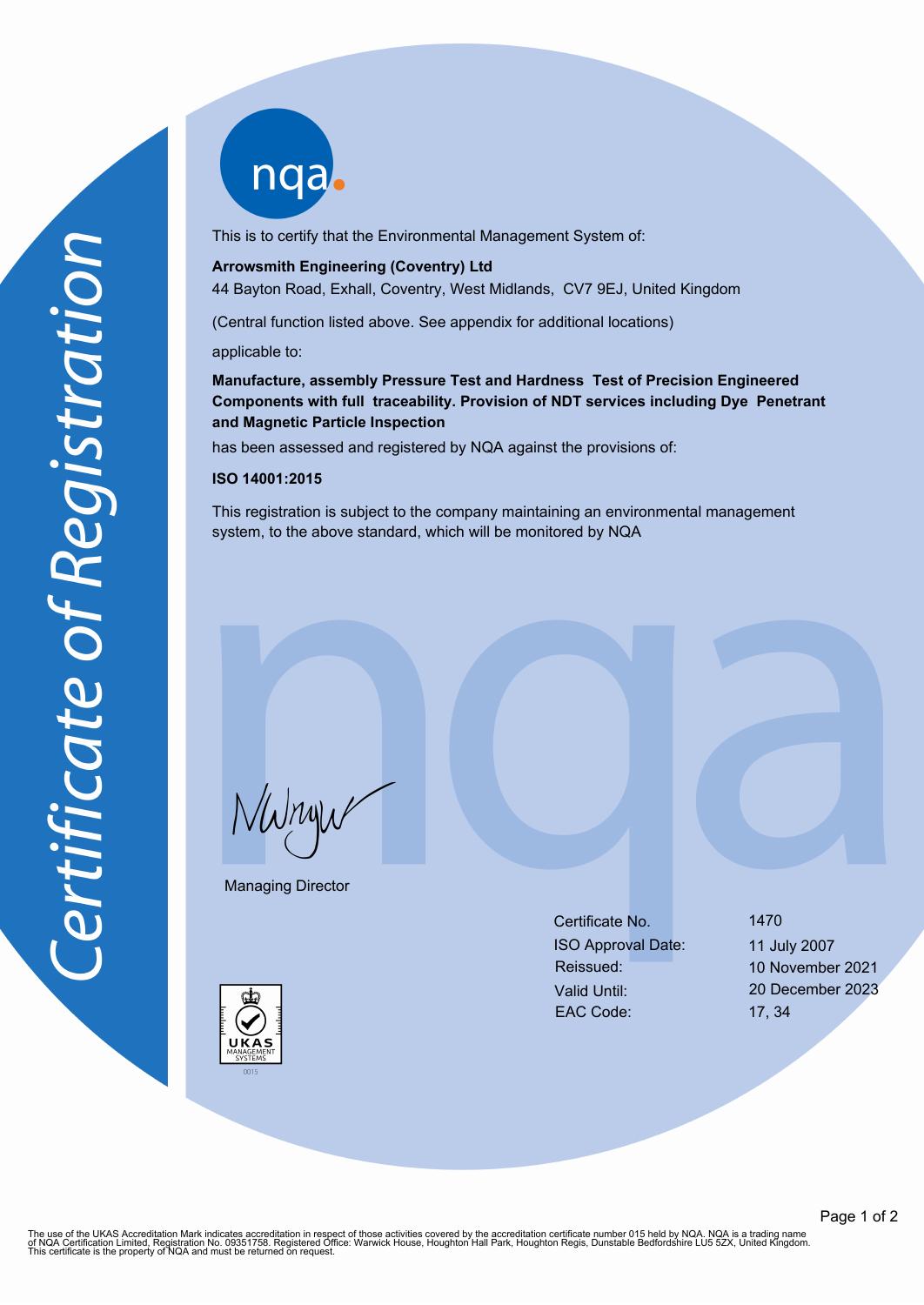# Certificate of Registration

nqa

This is to certify that the Environmental Management System of:

**Arrowsmith Engineering (Coventry) Ltd**
44 Bayton Road, Exhall, Coventry, West Midlands, CV7 9EJ, United Kingdom

(Central function listed above. See appendix for additional locations)

applicable to:

**Manufacture, assembly Pressure Test and Hardness Test of Precision Engineered Components with full traceability. Provision of NDT services including Dye Penetrant and Magnetic Particle Inspection**

has been assessed and registered by NQA against the provisions of:

**ISO 14001:2015**

This registration is subject to the company maintaining an environmental management system, to the above standard, which will be monitored by NQA

Managing Director

| | |
|---|---|
| Certificate No. | 1470 |
| ISO Approval Date: | 11 July 2007 |
| Reissued: | 10 November 2021 |
| Valid Until: | 20 December 2023 |
| EAC Code: | 17, 34 |

UKAS MANAGEMENT SYSTEMS 0015

The use of the UKAS Accreditation Mark indicates accreditation in respect of those activities covered by the accreditation certificate number 015 held by NQA. NQA is a trading name of NQA Certification Limited, Registration No. 09351758. Registered Office: Warwick House, Houghton Hall Park, Houghton Regis, Dunstable Bedfordshire LU5 5ZX, United Kingdom. This certificate is the property of NQA and must be returned on request.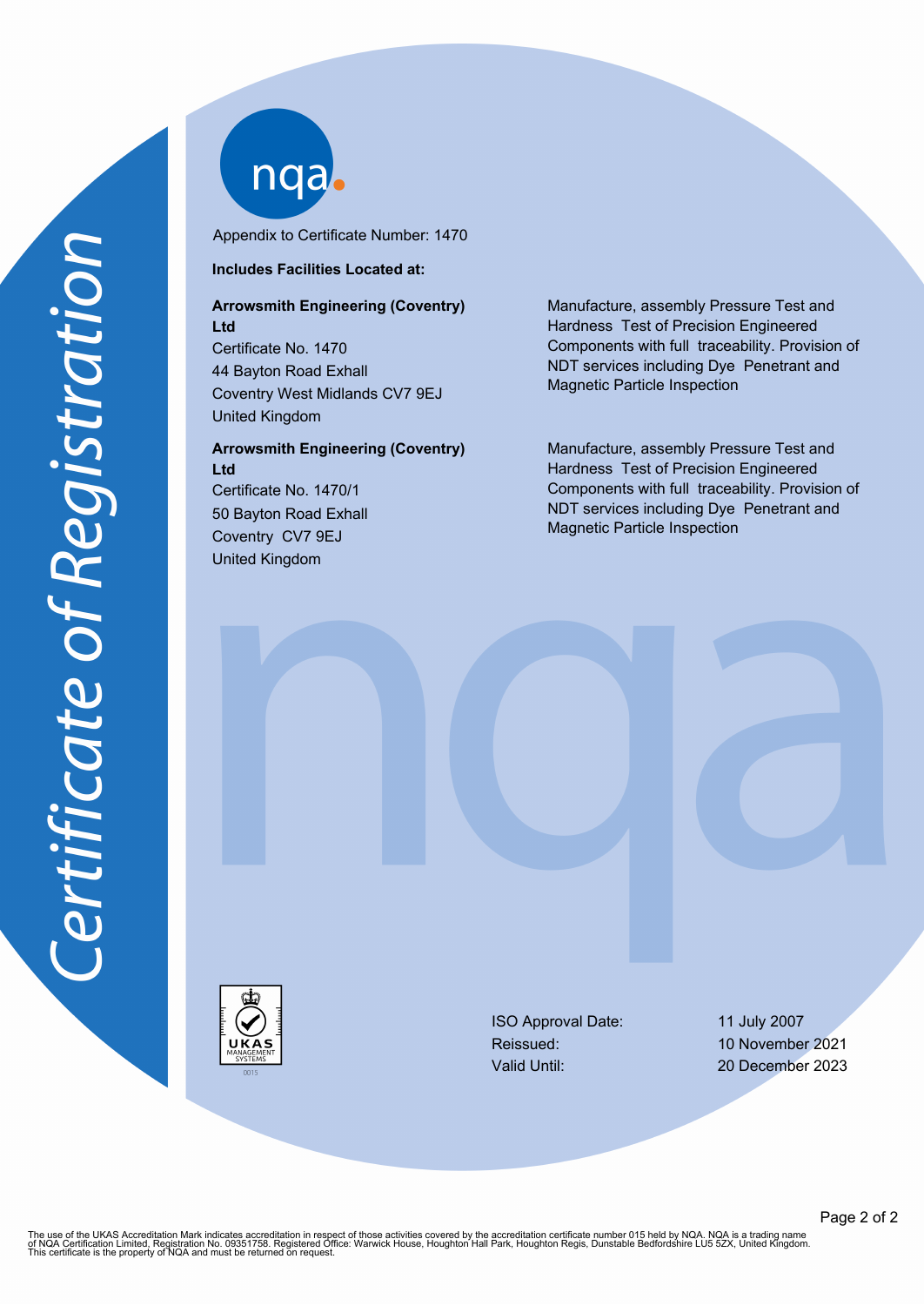*Certificate of Registration*

Appendix to Certificate Number: 1470

**Includes Facilities Located at:**

| | |
|---|---|
| **Arrowsmith Engineering (Coventry) Ltd**<br>Certificate No. 1470<br>44 Bayton Road Exhall<br>Coventry West Midlands CV7 9EJ<br>United Kingdom | Manufacture, assembly Pressure Test and Hardness Test of Precision Engineered Components with full traceability. Provision of NDT services including Dye Penetrant and Magnetic Particle Inspection |
| **Arrowsmith Engineering (Coventry) Ltd**<br>Certificate No. 1470/1<br>50 Bayton Road Exhall<br>Coventry CV7 9EJ<br>United Kingdom | Manufacture, assembly Pressure Test and Hardness Test of Precision Engineered Components with full traceability. Provision of NDT services including Dye Penetrant and Magnetic Particle Inspection |

UKAS MANAGEMENT SYSTEMS
0015

| | |
|---|---|
| ISO Approval Date: | 11 July 2007 |
| Reissued: | 10 November 2021 |
| Valid Until: | 20 December 2023 |

The use of the UKAS Accreditation Mark indicates accreditation in respect of those activities covered by the accreditation certificate number 015 held by NQA. NQA is a trading name of NQA Certification Limited, Registration No. 09351758. Registered Office: Warwick House, Houghton Hall Park, Houghton Regis, Dunstable Bedfordshire LU5 5ZX, United Kingdom. This certificate is the property of NQA and must be returned on request.